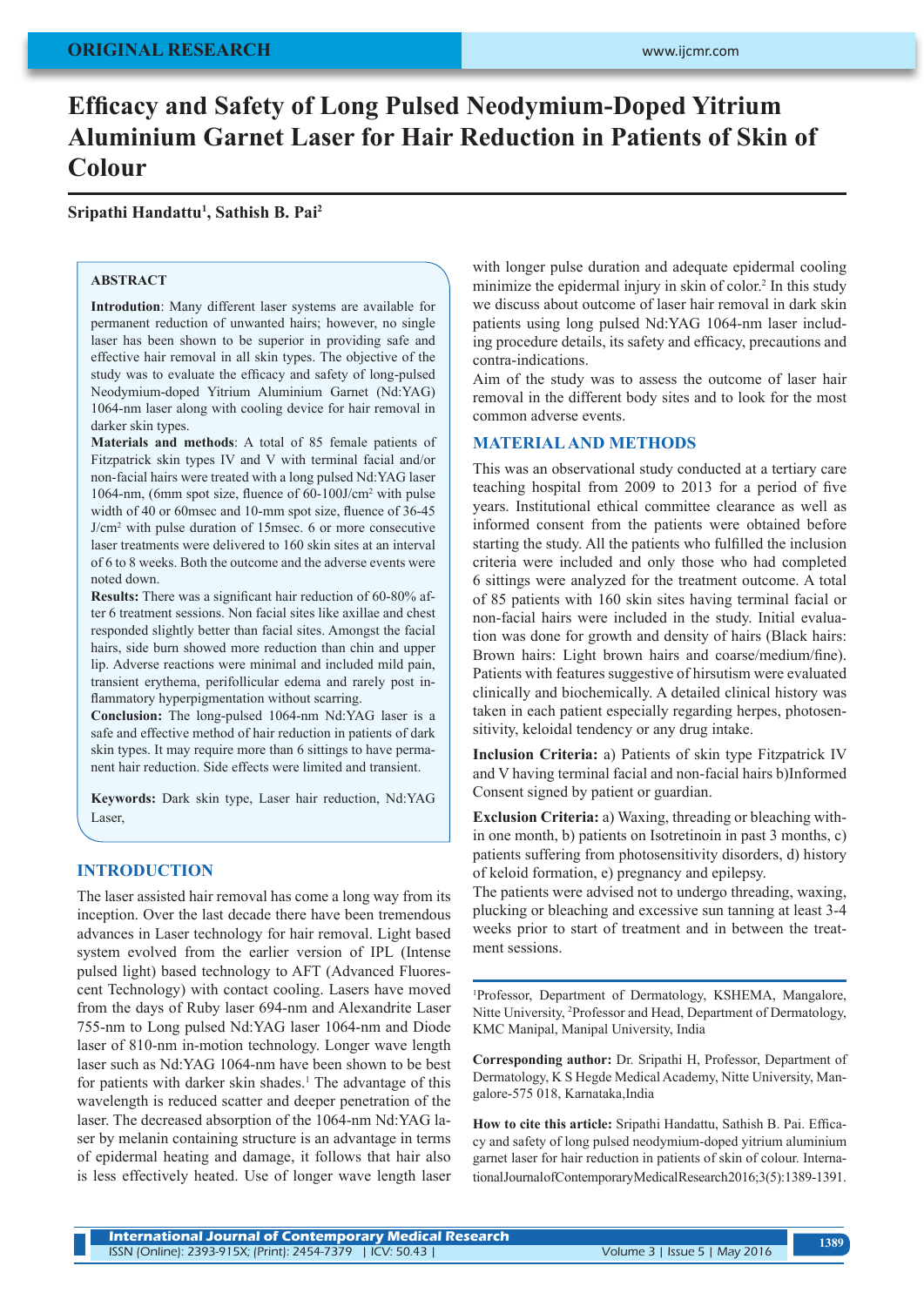ORIGINAL RESEARCH

# Efficacy and Safety of Long Pulsed Neodymium-Doped Yitrium Aluminium Garnet Laser for Hair Reduction in Patients of Skin of Colour

**Sripathi Handattu[1], Sathish B. Pai[2]**

## ABSTRACT

**Introduction**: Many different laser systems are available for permanent reduction of unwanted hairs; however, no single laser has been shown to be superior in providing safe and effective hair removal in all skin types. The objective of the study was to evaluate the efficacy and safety of long-pulsed Neodymium-doped Yitrium Aluminium Garnet (Nd:YAG) 1064-nm laser along with cooling device for hair removal in darker skin types.

**Materials and methods**: A total of 85 female patients of Fitzpatrick skin types IV and V with terminal facial and/or non-facial hairs were treated with a long pulsed Nd:YAG laser 1064-nm, (6mm spot size, fluence of 60-100J/cm$^2$ with pulse width of 40 or 60msec and 10-mm spot size, fluence of 36-45 J/cm$^2$ with pulse duration of 15msec. 6 or more consecutive laser treatments were delivered to 160 skin sites at an interval of 6 to 8 weeks. Both the outcome and the adverse events were noted down.

**Results:** There was a significant hair reduction of 60-80% after 6 treatment sessions. Non facial sites like axillae and chest responded slightly better than facial sites. Amongst the facial hairs, side burn showed more reduction than chin and upper lip. Adverse reactions were minimal and included mild pain, transient erythema, perifollicular edema and rarely post inflammatory hyperpigmentation without scarring.

**Conclusion:** The long-pulsed 1064-nm Nd:YAG laser is a safe and effective method of hair reduction in patients of dark skin types. It may require more than 6 sittings to have permanent hair reduction. Side effects were limited and transient.

**Keywords:** Dark skin type, Laser hair reduction, Nd:YAG Laser,

## INTRODUCTION

The laser assisted hair removal has come a long way from its inception. Over the last decade there have been tremendous advances in Laser technology for hair removal. Light based system evolved from the earlier version of IPL (Intense pulsed light) based technology to AFT (Advanced Fluorescent Technology) with contact cooling. Lasers have moved from the days of Ruby laser 694-nm and Alexandrite Laser 755-nm to Long pulsed Nd:YAG laser 1064-nm and Diode laser of 810-nm in-motion technology. Longer wave length laser such as Nd:YAG 1064-nm have been shown to be best for patients with darker skin shades.[1] The advantage of this wavelength is reduced scatter and deeper penetration of the laser. The decreased absorption of the 1064-nm Nd:YAG laser by melanin containing structure is an advantage in terms of epidermal heating and damage, it follows that hair also is less effectively heated. Use of longer wave length laser with longer pulse duration and adequate epidermal cooling minimize the epidermal injury in skin of color.[2] In this study we discuss about outcome of laser hair removal in dark skin patients using long pulsed Nd:YAG 1064-nm laser including procedure details, its safety and efficacy, precautions and contra-indications.

Aim of the study was to assess the outcome of laser hair removal in the different body sites and to look for the most common adverse events.

## MATERIAL AND METHODS

This was an observational study conducted at a tertiary care teaching hospital from 2009 to 2013 for a period of five years. Institutional ethical committee clearance as well as informed consent from the patients were obtained before starting the study. All the patients who fulfilled the inclusion criteria were included and only those who had completed 6 sittings were analyzed for the treatment outcome. A total of 85 patients with 160 skin sites having terminal facial or non-facial hairs were included in the study. Initial evaluation was done for growth and density of hairs (Black hairs: Brown hairs: Light brown hairs and coarse/medium/fine). Patients with features suggestive of hirsutism were evaluated clinically and biochemically. A detailed clinical history was taken in each patient especially regarding herpes, photosensitivity, keloidal tendency or any drug intake.

**Inclusion Criteria:** a) Patients of skin type Fitzpatrick IV and V having terminal facial and non-facial hairs b)Informed Consent signed by patient or guardian.

**Exclusion Criteria:** a) Waxing, threading or bleaching within one month, b) patients on Isotretinoin in past 3 months, c) patients suffering from photosensitivity disorders, d) history of keloid formation, e) pregnancy and epilepsy.

The patients were advised not to undergo threading, waxing, plucking or bleaching and excessive sun tanning at least 3-4 weeks prior to start of treatment and in between the treatment sessions.

[1]Professor, Department of Dermatology, KSHEMA, Mangalore, Nitte University, [2]Professor and Head, Department of Dermatology, KMC Manipal, Manipal University, India

**Corresponding author:** Dr. Sripathi H, Professor, Department of Dermatology, K S Hegde Medical Academy, Nitte University, Mangalore-575 018, Karnataka,India

**How to cite this article:** Sripathi Handattu, Sathish B. Pai. Efficacy and safety of long pulsed neodymium-doped yitrium aluminium garnet laser for hair reduction in patients of skin of colour. International Journal of Contemporary Medical Research 2016;3(5):1389-1391.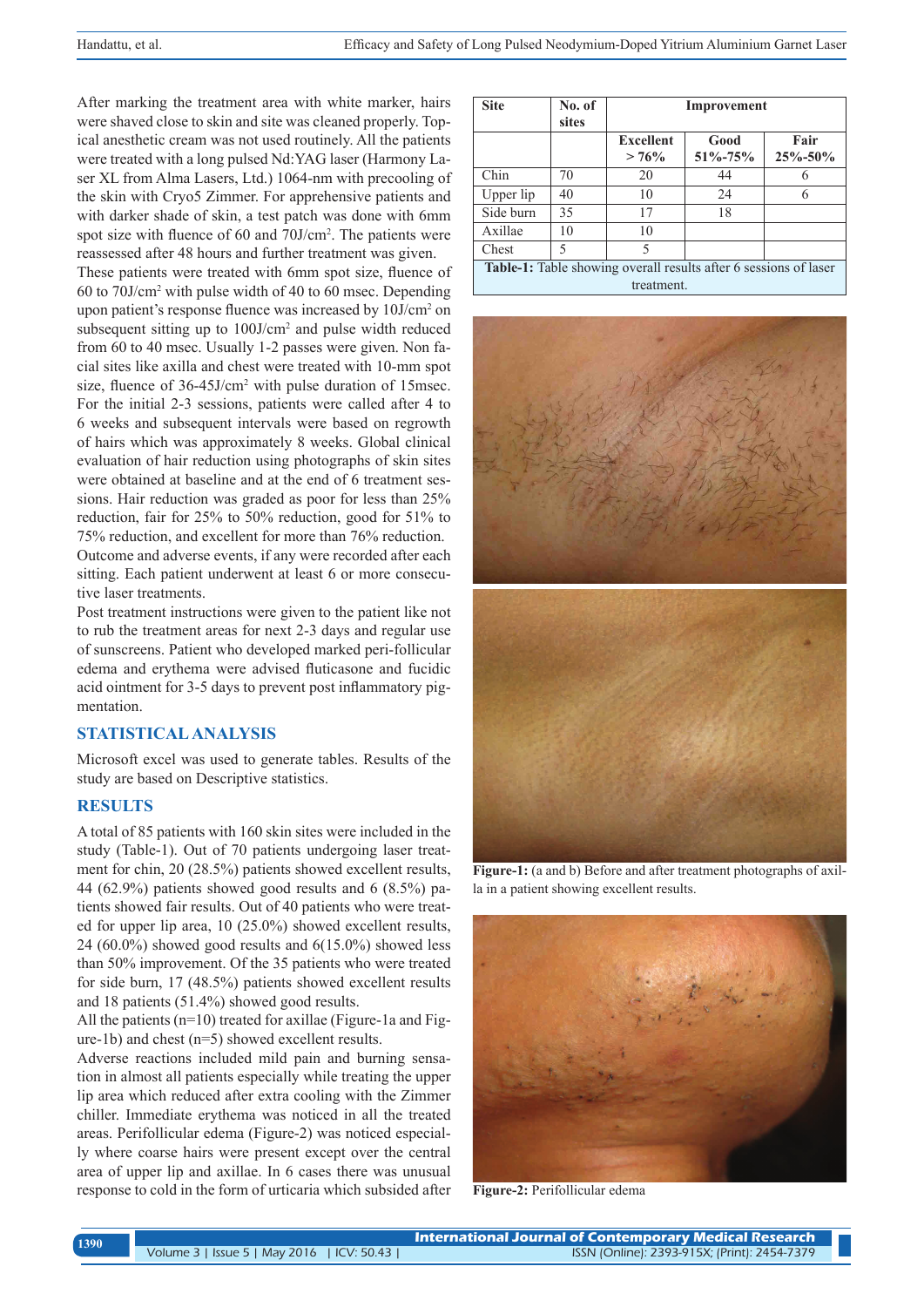After marking the treatment area with white marker, hairs were shaved close to skin and site was cleaned properly. Topical anesthetic cream was not used routinely. All the patients were treated with a long pulsed Nd:YAG laser (Harmony Laser XL from Alma Lasers, Ltd.) 1064-nm with precooling of the skin with Cryo5 Zimmer. For apprehensive patients and with darker shade of skin, a test patch was done with 6mm spot size with fluence of 60 and 70J/cm$^2$. The patients were reassessed after 48 hours and further treatment was given.

These patients were treated with 6mm spot size, fluence of 60 to 70J/cm$^2$ with pulse width of 40 to 60 msec. Depending upon patient's response fluence was increased by 10J/cm$^2$ on subsequent sitting up to 100J/cm$^2$ and pulse width reduced from 60 to 40 msec. Usually 1-2 passes were given. Non facial sites like axilla and chest were treated with 10-mm spot size, fluence of 36-45J/cm$^2$ with pulse duration of 15msec. For the initial 2-3 sessions, patients were called after 4 to 6 weeks and subsequent intervals were based on regrowth of hairs which was approximately 8 weeks. Global clinical evaluation of hair reduction using photographs of skin sites were obtained at baseline and at the end of 6 treatment sessions. Hair reduction was graded as poor for less than 25% reduction, fair for 25% to 50% reduction, good for 51% to 75% reduction, and excellent for more than 76% reduction.

Outcome and adverse events, if any were recorded after each sitting. Each patient underwent at least 6 or more consecutive laser treatments.

Post treatment instructions were given to the patient like not to rub the treatment areas for next 2-3 days and regular use of sunscreens. Patient who developed marked peri-follicular edema and erythema were advised fluticasone and fucidic acid ointment for 3-5 days to prevent post inflammatory pigmentation.

## STATISTICAL ANALYSIS

Microsoft excel was used to generate tables. Results of the study are based on Descriptive statistics.

## RESULTS

A total of 85 patients with 160 skin sites were included in the study (Table-1). Out of 70 patients undergoing laser treatment for chin, 20 (28.5%) patients showed excellent results, 44 (62.9%) patients showed good results and 6 (8.5%) patients showed fair results. Out of 40 patients who were treated for upper lip area, 10 (25.0%) showed excellent results, 24 (60.0%) showed good results and 6(15.0%) showed less than 50% improvement. Of the 35 patients who were treated for side burn, 17 (48.5%) patients showed excellent results and 18 patients (51.4%) showed good results.

All the patients (n=10) treated for axillae (Figure-1a and Figure-1b) and chest (n=5) showed excellent results.

Adverse reactions included mild pain and burning sensation in almost all patients especially while treating the upper lip area which reduced after extra cooling with the Zimmer chiller. Immediate erythema was noticed in all the treated areas. Perifollicular edema (Figure-2) was noticed especially where coarse hairs were present except over the central area of upper lip and axillae. In 6 cases there was unusual response to cold in the form of urticaria which subsided after

| Site | No. of sites | Improvement | | |
|---|---|---|---|---|
| | | Excellent > 76% | Good 51%-75% | Fair 25%-50% |
| Chin | 70 | 20 | 44 | 6 |
| Upper lip | 40 | 10 | 24 | 6 |
| Side burn | 35 | 17 | 18 | |
| Axillae | 10 | 10 | | |
| Chest | 5 | 5 | | |

**Table-1:** Table showing overall results after 6 sessions of laser treatment.

**Figure-1:** (a and b) Before and after treatment photographs of axilla in a patient showing excellent results.

**Figure-2:** Perifollicular edema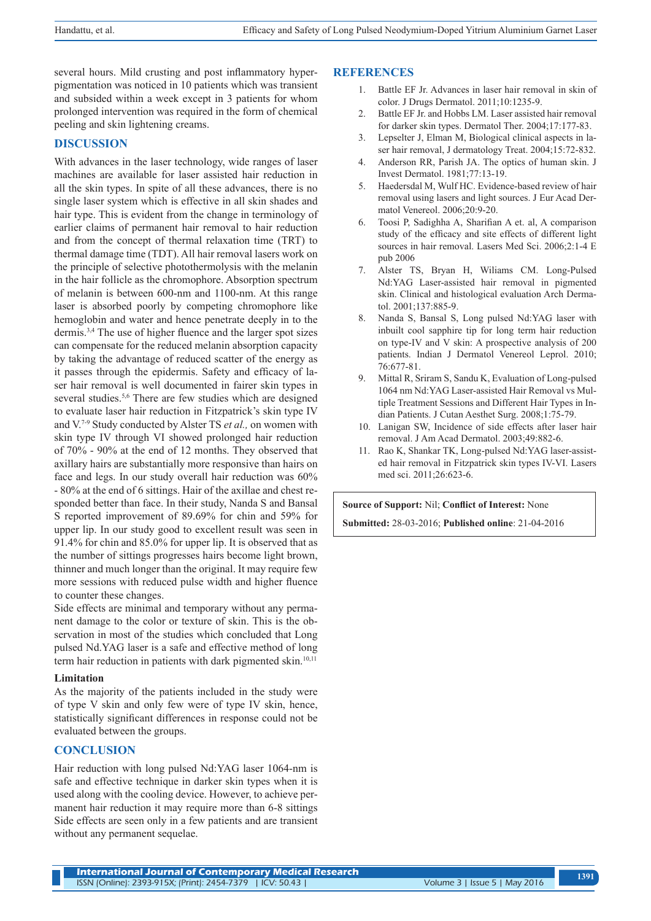several hours. Mild crusting and post inflammatory hyperpigmentation was noticed in 10 patients which was transient and subsided within a week except in 3 patients for whom prolonged intervention was required in the form of chemical peeling and skin lightening creams.

## DISCUSSION

With advances in the laser technology, wide ranges of laser machines are available for laser assisted hair reduction in all the skin types. In spite of all these advances, there is no single laser system which is effective in all skin shades and hair type. This is evident from the change in terminology of earlier claims of permanent hair removal to hair reduction and from the concept of thermal relaxation time (TRT) to thermal damage time (TDT). All hair removal lasers work on the principle of selective photothermolysis with the melanin in the hair follicle as the chromophore. Absorption spectrum of melanin is between 600-nm and 1100-nm. At this range laser is absorbed poorly by competing chromophore like hemoglobin and water and hence penetrate deeply in to the dermis.[3,4] The use of higher fluence and the larger spot sizes can compensate for the reduced melanin absorption capacity by taking the advantage of reduced scatter of the energy as it passes through the epidermis. Safety and efficacy of laser hair removal is well documented in fairer skin types in several studies.[5,6] There are few studies which are designed to evaluate laser hair reduction in Fitzpatrick's skin type IV and V.[7-9] Study conducted by Alster TS *et al.,* on women with skin type IV through VI showed prolonged hair reduction of 70% - 90% at the end of 12 months. They observed that axillary hairs are substantially more responsive than hairs on face and legs. In our study overall hair reduction was 60% - 80% at the end of 6 sittings. Hair of the axillae and chest responded better than face. In their study, Nanda S and Bansal S reported improvement of 89.69% for chin and 59% for upper lip. In our study good to excellent result was seen in 91.4% for chin and 85.0% for upper lip. It is observed that as the number of sittings progresses hairs become light brown, thinner and much longer than the original. It may require few more sessions with reduced pulse width and higher fluence to counter these changes.

Side effects are minimal and temporary without any permanent damage to the color or texture of skin. This is the observation in most of the studies which concluded that Long pulsed Nd.YAG laser is a safe and effective method of long term hair reduction in patients with dark pigmented skin.[10,11]

### Limitation

As the majority of the patients included in the study were of type V skin and only few were of type IV skin, hence, statistically significant differences in response could not be evaluated between the groups.

## CONCLUSION

Hair reduction with long pulsed Nd:YAG laser 1064-nm is safe and effective technique in darker skin types when it is used along with the cooling device. However, to achieve permanent hair reduction it may require more than 6-8 sittings Side effects are seen only in a few patients and are transient without any permanent sequelae.

## REFERENCES

1. Battle EF Jr. Advances in laser hair removal in skin of color. J Drugs Dermatol. 2011;10:1235-9.
2. Battle EF Jr. and Hobbs LM. Laser assisted hair removal for darker skin types. Dermatol Ther. 2004;17:177-83.
3. Lepselter J, Elman M, Biological clinical aspects in laser hair removal, J dermatology Treat. 2004;15:72-832.
4. Anderson RR, Parish JA. The optics of human skin. J Invest Dermatol. 1981;77:13-19.
5. Haedersdal M, Wulf HC. Evidence-based review of hair removal using lasers and light sources. J Eur Acad Dermatol Venereol. 2006;20:9-20.
6. Toosi P, Sadighha A, Sharifian A et. al, A comparison study of the efficacy and site effects of different light sources in hair removal. Lasers Med Sci. 2006;2:1-4 E pub 2006
7. Alster TS, Bryan H, Wiliams CM. Long-Pulsed Nd:YAG Laser-assisted hair removal in pigmented skin. Clinical and histological evaluation Arch Dermatol. 2001;137:885-9.
8. Nanda S, Bansal S, Long pulsed Nd:YAG laser with inbuilt cool sapphire tip for long term hair reduction on type-IV and V skin: A prospective analysis of 200 patients. Indian J Dermatol Venereol Leprol. 2010; 76:677-81.
9. Mittal R, Sriram S, Sandu K, Evaluation of Long-pulsed 1064 nm Nd:YAG Laser-assisted Hair Removal vs Multiple Treatment Sessions and Different Hair Types in Indian Patients. J Cutan Aesthet Surg. 2008;1:75-79.
10. Lanigan SW, Incidence of side effects after laser hair removal. J Am Acad Dermatol. 2003;49:882-6.
11. Rao K, Shankar TK, Long-pulsed Nd:YAG laser-assisted hair removal in Fitzpatrick skin types IV-VI. Lasers med sci. 2011;26:623-6.

**Source of Support:** Nil; **Conflict of Interest:** None

**Submitted:** 28-03-2016; **Published online**: 21-04-2016